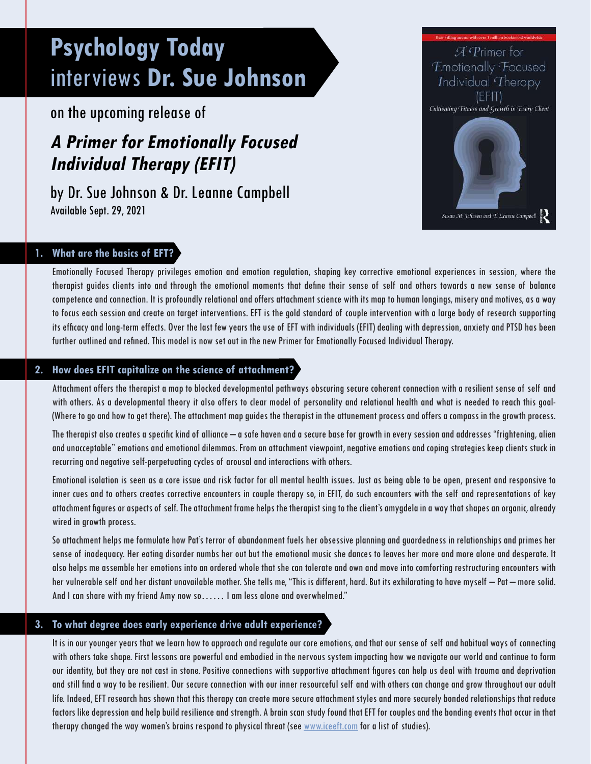# Psychology Today interviews Dr. Sue Johnson

on the upcoming release of

## *A Primer for Emotionally Focused Individual Therapy (EFIT)*

by Dr. Sue Johnson & Dr. Leanne Campbell
Available Sept. 29, 2021

Best-selling author with over 1 million books sold worldwide

A Primer for Emotionally Focused Individual Therapy (EFIT)

*Cultivating Fitness and Growth in Every Client*

Susan M. Johnson and T. Leanne Campbell

### 1. What are the basics of EFT?

Emotionally Focused Therapy privileges emotion and emotion regulation, shaping key corrective emotional experiences in session, where the therapist guides clients into and through the emotional moments that define their sense of self and others towards a new sense of balance competence and connection. It is profoundly relational and offers attachment science with its map to human longings, misery and motives, as a way to focus each session and create on target interventions. EFT is the gold standard of couple intervention with a large body of research supporting its efficacy and long-term effects. Over the last few years the use of EFT with individuals (EFIT) dealing with depression, anxiety and PTSD has been further outlined and refined. This model is now set out in the new Primer for Emotionally Focused Individual Therapy.

### 2. How does EFIT capitalize on the science of attachment?

Attachment offers the therapist a map to blocked developmental pathways obscuring secure coherent connection with a resilient sense of self and with others. As a developmental theory it also offers to clear model of personality and relational health and what is needed to reach this goal- (Where to go and how to get there). The attachment map guides the therapist in the attunement process and offers a compass in the growth process.

The therapist also creates a specific kind of alliance – a safe haven and a secure base for growth in every session and addresses "frightening, alien and unacceptable" emotions and emotional dilemmas. From an attachment viewpoint, negative emotions and coping strategies keep clients stuck in recurring and negative self-perpetuating cycles of arousal and interactions with others.

Emotional isolation is seen as a core issue and risk factor for all mental health issues. Just as being able to be open, present and responsive to inner cues and to others creates corrective encounters in couple therapy so, in EFIT, do such encounters with the self and representations of key attachment figures or aspects of self. The attachment frame helps the therapist sing to the client's amygdela in a way that shapes an organic, already wired in growth process.

So attachment helps me formulate how Pat's terror of abandonment fuels her obsessive planning and guardedness in relationships and primes her sense of inadequacy. Her eating disorder numbs her out but the emotional music she dances to leaves her more and more alone and desperate. It also helps me assemble her emotions into an ordered whole that she can tolerate and own and move into comforting restructuring encounters with her vulnerable self and her distant unavailable mother. She tells me, "This is different, hard. But its exhilarating to have myself – Pat – more solid. And I can share with my friend Amy now so…… I am less alone and overwhelmed."

### 3. To what degree does early experience drive adult experience?

It is in our younger years that we learn how to approach and regulate our core emotions, and that our sense of self and habitual ways of connecting with others take shape. First lessons are powerful and embodied in the nervous system impacting how we navigate our world and continue to form our identity, but they are not cast in stone. Positive connections with supportive attachment figures can help us deal with trauma and deprivation and still find a way to be resilient. Our secure connection with our inner resourceful self and with others can change and grow throughout our adult life. Indeed, EFT research has shown that this therapy can create more secure attachment styles and more securely bonded relationships that reduce factors like depression and help build resilience and strength. A brain scan study found that EFT for couples and the bonding events that occur in that therapy changed the way women's brains respond to physical threat (see www.iceeft.com for a list of studies).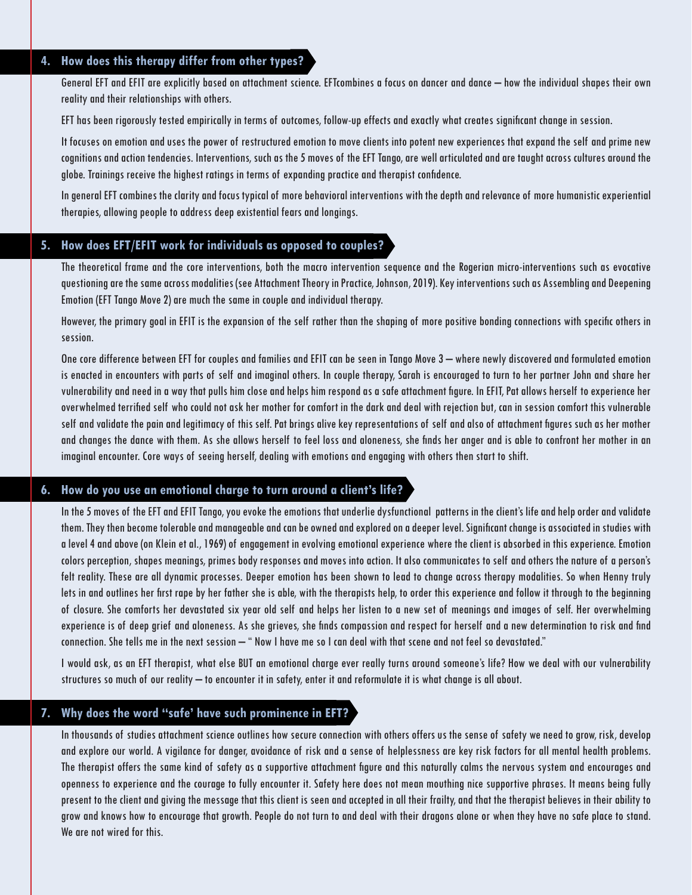## 4. How does this therapy differ from other types?

General EFT and EFIT are explicitly based on attachment science. EFTcombines a focus on dancer and dance – how the individual shapes their own reality and their relationships with others.

EFT has been rigorously tested empirically in terms of outcomes, follow-up effects and exactly what creates significant change in session.

It focuses on emotion and uses the power of restructured emotion to move clients into potent new experiences that expand the self and prime new cognitions and action tendencies. Interventions, such as the 5 moves of the EFT Tango, are well articulated and are taught across cultures around the globe. Trainings receive the highest ratings in terms of expanding practice and therapist confidence.

In general EFT combines the clarity and focus typical of more behavioral interventions with the depth and relevance of more humanistic experiential therapies, allowing people to address deep existential fears and longings.

## 5. How does EFT/EFIT work for individuals as opposed to couples?

The theoretical frame and the core interventions, both the macro intervention sequence and the Rogerian micro-interventions such as evocative questioning are the same across modalities (see Attachment Theory in Practice, Johnson, 2019). Key interventions such as Assembling and Deepening Emotion (EFT Tango Move 2) are much the same in couple and individual therapy.

However, the primary goal in EFIT is the expansion of the self rather than the shaping of more positive bonding connections with specific others in session.

One core difference between EFT for couples and families and EFIT can be seen in Tango Move 3 – where newly discovered and formulated emotion is enacted in encounters with parts of self and imaginal others. In couple therapy, Sarah is encouraged to turn to her partner John and share her vulnerability and need in a way that pulls him close and helps him respond as a safe attachment figure. In EFIT, Pat allows herself to experience her overwhelmed terrified self who could not ask her mother for comfort in the dark and deal with rejection but, can in session comfort this vulnerable self and validate the pain and legitimacy of this self. Pat brings alive key representations of self and also of attachment figures such as her mother and changes the dance with them. As she allows herself to feel loss and aloneness, she finds her anger and is able to confront her mother in an imaginal encounter. Core ways of seeing herself, dealing with emotions and engaging with others then start to shift.

## 6. How do you use an emotional charge to turn around a client's life?

In the 5 moves of the EFT and EFIT Tango, you evoke the emotions that underlie dysfunctional patterns in the client's life and help order and validate them. They then become tolerable and manageable and can be owned and explored on a deeper level. Significant change is associated in studies with a level 4 and above (on Klein et al., 1969) of engagement in evolving emotional experience where the client is absorbed in this experience. Emotion colors perception, shapes meanings, primes body responses and moves into action. It also communicates to self and others the nature of a person's felt reality. These are all dynamic processes. Deeper emotion has been shown to lead to change across therapy modalities. So when Henny truly lets in and outlines her first rape by her father she is able, with the therapists help, to order this experience and follow it through to the beginning of closure. She comforts her devastated six year old self and helps her listen to a new set of meanings and images of self. Her overwhelming experience is of deep grief and aloneness. As she grieves, she finds compassion and respect for herself and a new determination to risk and find connection. She tells me in the next session – " Now I have me so I can deal with that scene and not feel so devastated."

I would ask, as an EFT therapist, what else BUT an emotional charge ever really turns around someone's life? How we deal with our vulnerability structures so much of our reality – to encounter it in safety, enter it and reformulate it is what change is all about.

## 7. Why does the word "safe' have such prominence in EFT?

In thousands of studies attachment science outlines how secure connection with others offers us the sense of safety we need to grow, risk, develop and explore our world. A vigilance for danger, avoidance of risk and a sense of helplessness are key risk factors for all mental health problems. The therapist offers the same kind of safety as a supportive attachment figure and this naturally calms the nervous system and encourages and openness to experience and the courage to fully encounter it. Safety here does not mean mouthing nice supportive phrases. It means being fully present to the client and giving the message that this client is seen and accepted in all their frailty, and that the therapist believes in their ability to grow and knows how to encourage that growth. People do not turn to and deal with their dragons alone or when they have no safe place to stand. We are not wired for this.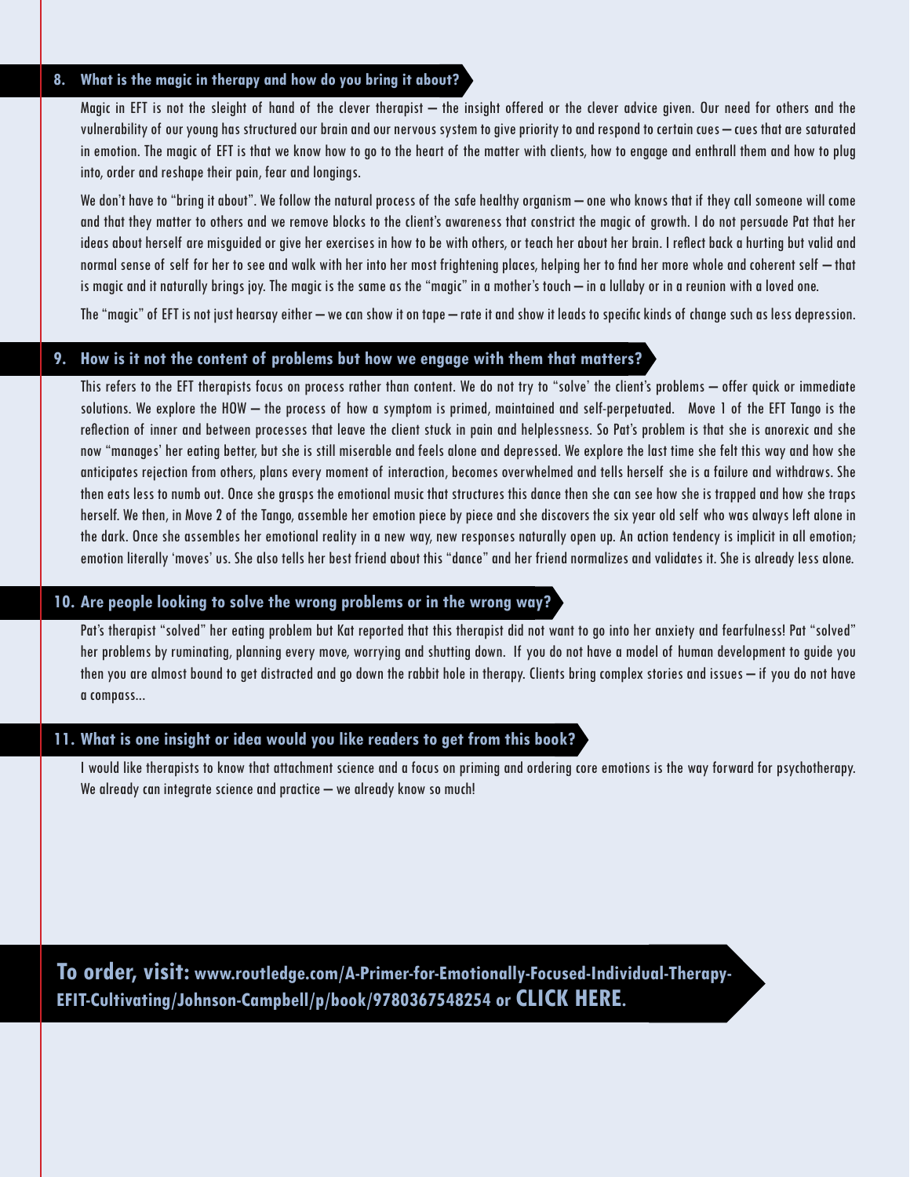## 8. What is the magic in therapy and how do you bring it about?

Magic in EFT is not the sleight of hand of the clever therapist – the insight offered or the clever advice given. Our need for others and the vulnerability of our young has structured our brain and our nervous system to give priority to and respond to certain cues – cues that are saturated in emotion. The magic of EFT is that we know how to go to the heart of the matter with clients, how to engage and enthrall them and how to plug into, order and reshape their pain, fear and longings.

We don't have to "bring it about". We follow the natural process of the safe healthy organism – one who knows that if they call someone will come and that they matter to others and we remove blocks to the client's awareness that constrict the magic of growth. I do not persuade Pat that her ideas about herself are misguided or give her exercises in how to be with others, or teach her about her brain. I reflect back a hurting but valid and normal sense of self for her to see and walk with her into her most frightening places, helping her to find her more whole and coherent self – that is magic and it naturally brings joy. The magic is the same as the "magic" in a mother's touch – in a lullaby or in a reunion with a loved one.

The "magic" of EFT is not just hearsay either – we can show it on tape – rate it and show it leads to specific kinds of change such as less depression.

## 9. How is it not the content of problems but how we engage with them that matters?

This refers to the EFT therapists focus on process rather than content. We do not try to "solve' the client's problems – offer quick or immediate solutions. We explore the HOW – the process of how a symptom is primed, maintained and self-perpetuated. Move 1 of the EFT Tango is the reflection of inner and between processes that leave the client stuck in pain and helplessness. So Pat's problem is that she is anorexic and she now "manages' her eating better, but she is still miserable and feels alone and depressed. We explore the last time she felt this way and how she anticipates rejection from others, plans every moment of interaction, becomes overwhelmed and tells herself she is a failure and withdraws. She then eats less to numb out. Once she grasps the emotional music that structures this dance then she can see how she is trapped and how she traps herself. We then, in Move 2 of the Tango, assemble her emotion piece by piece and she discovers the six year old self who was always left alone in the dark. Once she assembles her emotional reality in a new way, new responses naturally open up. An action tendency is implicit in all emotion; emotion literally 'moves' us. She also tells her best friend about this "dance" and her friend normalizes and validates it. She is already less alone.

## 10. Are people looking to solve the wrong problems or in the wrong way?

Pat's therapist "solved" her eating problem but Kat reported that this therapist did not want to go into her anxiety and fearfulness! Pat "solved" her problems by ruminating, planning every move, worrying and shutting down. If you do not have a model of human development to guide you then you are almost bound to get distracted and go down the rabbit hole in therapy. Clients bring complex stories and issues – if you do not have a compass...

## 11. What is one insight or idea would you like readers to get from this book?

I would like therapists to know that attachment science and a focus on priming and ordering core emotions is the way forward for psychotherapy. We already can integrate science and practice – we already know so much!

**To order, visit: www.routledge.com/A-Primer-for-Emotionally-Focused-Individual-Therapy-EFIT-Cultivating/Johnson-Campbell/p/book/9780367548254 or CLICK HERE.**